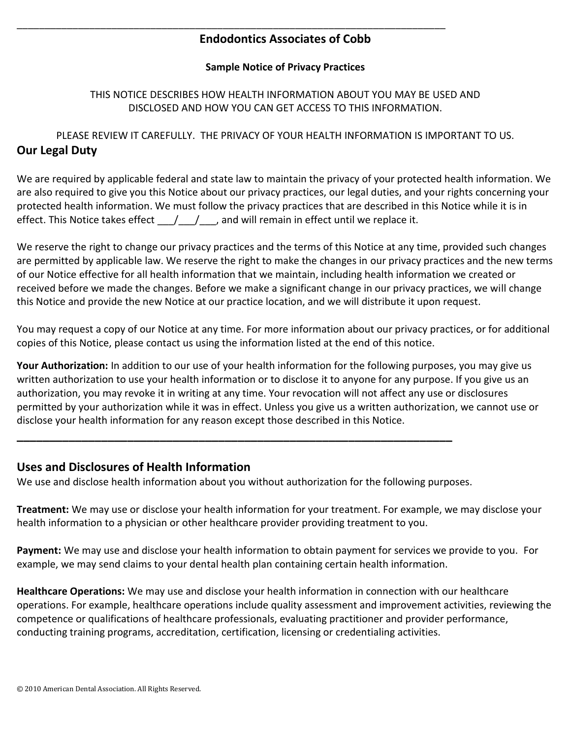# Endodontics Associates of Cobb

**Sample Notice of Privacy Practices**

THIS NOTICE DESCRIBES HOW HEALTH INFORMATION ABOUT YOU MAY BE USED AND DISCLOSED AND HOW YOU CAN GET ACCESS TO THIS INFORMATION.

PLEASE REVIEW IT CAREFULLY. THE PRIVACY OF YOUR HEALTH INFORMATION IS IMPORTANT TO US.

## Our Legal Duty

We are required by applicable federal and state law to maintain the privacy of your protected health information. We are also required to give you this Notice about our privacy practices, our legal duties, and your rights concerning your protected health information. We must follow the privacy practices that are described in this Notice while it is in effect. This Notice takes effect ___/___/___, and will remain in effect until we replace it.

We reserve the right to change our privacy practices and the terms of this Notice at any time, provided such changes are permitted by applicable law. We reserve the right to make the changes in our privacy practices and the new terms of our Notice effective for all health information that we maintain, including health information we created or received before we made the changes. Before we make a significant change in our privacy practices, we will change this Notice and provide the new Notice at our practice location, and we will distribute it upon request.

You may request a copy of our Notice at any time. For more information about our privacy practices, or for additional copies of this Notice, please contact us using the information listed at the end of this notice.

**Your Authorization:** In addition to our use of your health information for the following purposes, you may give us written authorization to use your health information or to disclose it to anyone for any purpose. If you give us an authorization, you may revoke it in writing at any time. Your revocation will not affect any use or disclosures permitted by your authorization while it was in effect. Unless you give us a written authorization, we cannot use or disclose your health information for any reason except those described in this Notice.

---

## Uses and Disclosures of Health Information

We use and disclose health information about you without authorization for the following purposes.

**Treatment:** We may use or disclose your health information for your treatment. For example, we may disclose your health information to a physician or other healthcare provider providing treatment to you.

**Payment:** We may use and disclose your health information to obtain payment for services we provide to you. For example, we may send claims to your dental health plan containing certain health information.

**Healthcare Operations:** We may use and disclose your health information in connection with our healthcare operations. For example, healthcare operations include quality assessment and improvement activities, reviewing the competence or qualifications of healthcare professionals, evaluating practitioner and provider performance, conducting training programs, accreditation, certification, licensing or credentialing activities.

© 2010 American Dental Association. All Rights Reserved.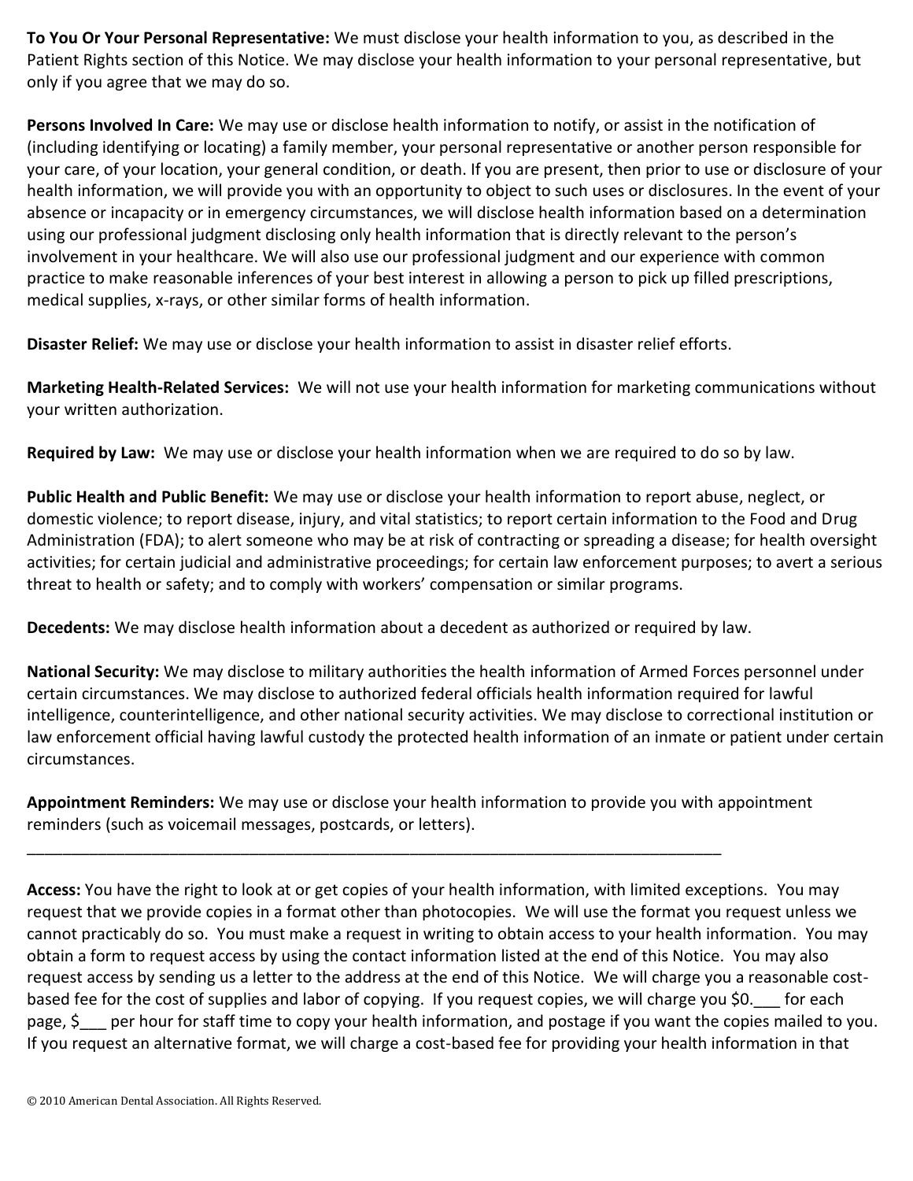**To You Or Your Personal Representative:** We must disclose your health information to you, as described in the Patient Rights section of this Notice. We may disclose your health information to your personal representative, but only if you agree that we may do so.

**Persons Involved In Care:** We may use or disclose health information to notify, or assist in the notification of (including identifying or locating) a family member, your personal representative or another person responsible for your care, of your location, your general condition, or death. If you are present, then prior to use or disclosure of your health information, we will provide you with an opportunity to object to such uses or disclosures. In the event of your absence or incapacity or in emergency circumstances, we will disclose health information based on a determination using our professional judgment disclosing only health information that is directly relevant to the person's involvement in your healthcare. We will also use our professional judgment and our experience with common practice to make reasonable inferences of your best interest in allowing a person to pick up filled prescriptions, medical supplies, x-rays, or other similar forms of health information.

**Disaster Relief:** We may use or disclose your health information to assist in disaster relief efforts.

**Marketing Health-Related Services:** We will not use your health information for marketing communications without your written authorization.

**Required by Law:** We may use or disclose your health information when we are required to do so by law.

**Public Health and Public Benefit:** We may use or disclose your health information to report abuse, neglect, or domestic violence; to report disease, injury, and vital statistics; to report certain information to the Food and Drug Administration (FDA); to alert someone who may be at risk of contracting or spreading a disease; for health oversight activities; for certain judicial and administrative proceedings; for certain law enforcement purposes; to avert a serious threat to health or safety; and to comply with workers' compensation or similar programs.

**Decedents:** We may disclose health information about a decedent as authorized or required by law.

**National Security:** We may disclose to military authorities the health information of Armed Forces personnel under certain circumstances. We may disclose to authorized federal officials health information required for lawful intelligence, counterintelligence, and other national security activities. We may disclose to correctional institution or law enforcement official having lawful custody the protected health information of an inmate or patient under certain circumstances.

**Appointment Reminders:** We may use or disclose your health information to provide you with appointment reminders (such as voicemail messages, postcards, or letters).

---

**Access:** You have the right to look at or get copies of your health information, with limited exceptions. You may request that we provide copies in a format other than photocopies. We will use the format you request unless we cannot practicably do so. You must make a request in writing to obtain access to your health information. You may obtain a form to request access by using the contact information listed at the end of this Notice. You may also request access by sending us a letter to the address at the end of this Notice. We will charge you a reasonable cost-based fee for the cost of supplies and labor of copying. If you request copies, we will charge you $0.___ for each page, $___ per hour for staff time to copy your health information, and postage if you want the copies mailed to you. If you request an alternative format, we will charge a cost-based fee for providing your health information in that

© 2010 American Dental Association. All Rights Reserved.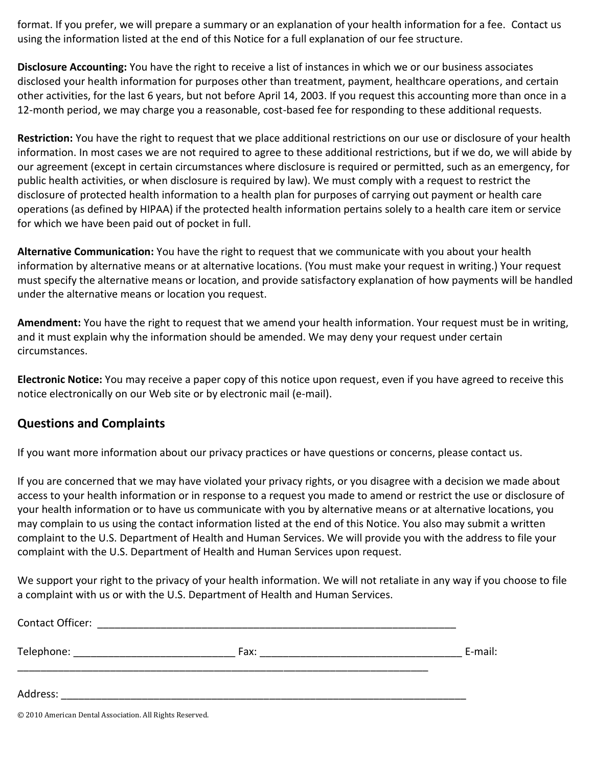format. If you prefer, we will prepare a summary or an explanation of your health information for a fee. Contact us using the information listed at the end of this Notice for a full explanation of our fee structure.

**Disclosure Accounting:** You have the right to receive a list of instances in which we or our business associates disclosed your health information for purposes other than treatment, payment, healthcare operations, and certain other activities, for the last 6 years, but not before April 14, 2003. If you request this accounting more than once in a 12-month period, we may charge you a reasonable, cost-based fee for responding to these additional requests.

**Restriction:** You have the right to request that we place additional restrictions on our use or disclosure of your health information. In most cases we are not required to agree to these additional restrictions, but if we do, we will abide by our agreement (except in certain circumstances where disclosure is required or permitted, such as an emergency, for public health activities, or when disclosure is required by law). We must comply with a request to restrict the disclosure of protected health information to a health plan for purposes of carrying out payment or health care operations (as defined by HIPAA) if the protected health information pertains solely to a health care item or service for which we have been paid out of pocket in full.

**Alternative Communication:** You have the right to request that we communicate with you about your health information by alternative means or at alternative locations. (You must make your request in writing.) Your request must specify the alternative means or location, and provide satisfactory explanation of how payments will be handled under the alternative means or location you request.

**Amendment:** You have the right to request that we amend your health information. Your request must be in writing, and it must explain why the information should be amended. We may deny your request under certain circumstances.

**Electronic Notice:** You may receive a paper copy of this notice upon request, even if you have agreed to receive this notice electronically on our Web site or by electronic mail (e-mail).

## Questions and Complaints

If you want more information about our privacy practices or have questions or concerns, please contact us.

If you are concerned that we may have violated your privacy rights, or you disagree with a decision we made about access to your health information or in response to a request you made to amend or restrict the use or disclosure of your health information or to have us communicate with you by alternative means or at alternative locations, you may complain to us using the contact information listed at the end of this Notice. You also may submit a written complaint to the U.S. Department of Health and Human Services. We will provide you with the address to file your complaint with the U.S. Department of Health and Human Services upon request.

We support your right to the privacy of your health information. We will not retaliate in any way if you choose to file a complaint with us or with the U.S. Department of Health and Human Services.

Contact Officer: ____________________________________________________________________

Telephone: ____________________________ Fax: ___________________________________ E-mail: ___________________________________________________________________________

Address: ___________________________________________________________________________

© 2010 American Dental Association. All Rights Reserved.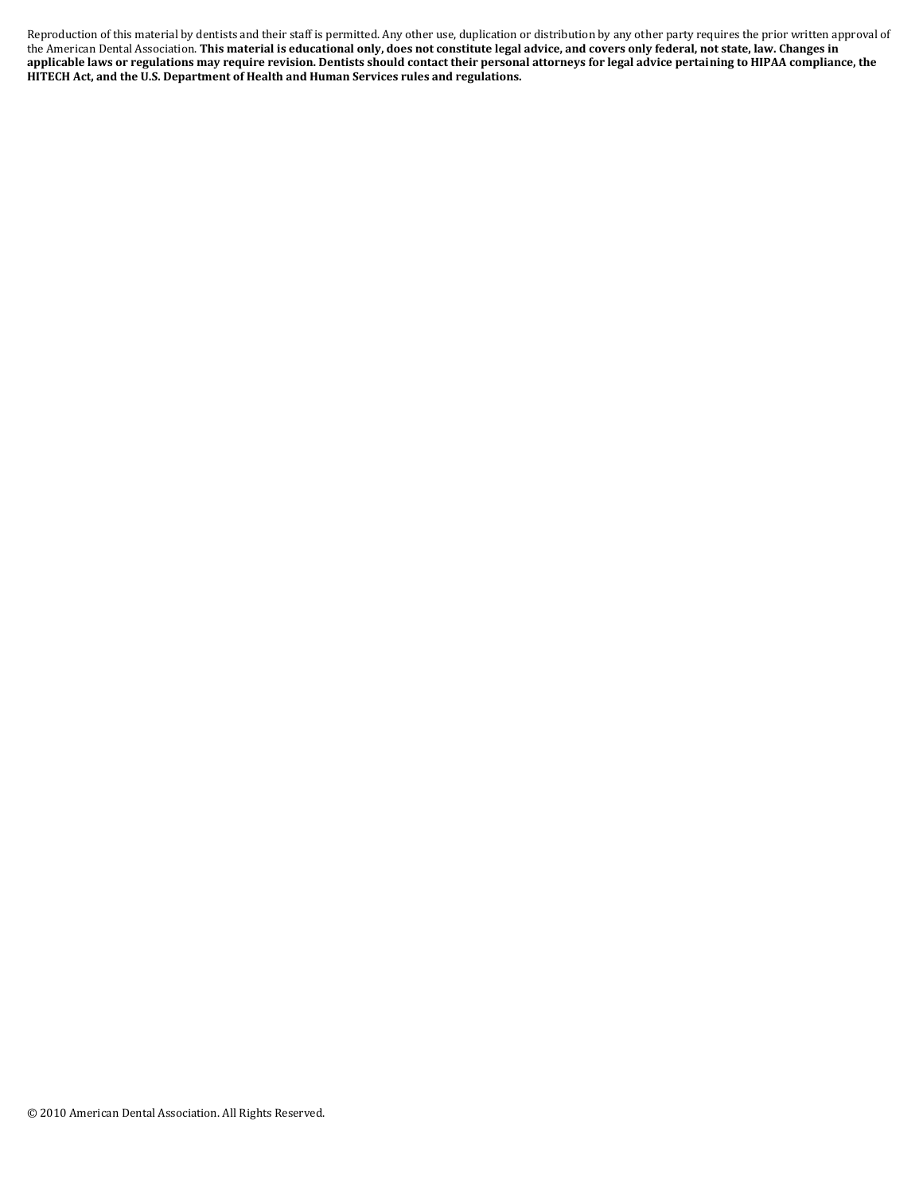Reproduction of this material by dentists and their staff is permitted. Any other use, duplication or distribution by any other party requires the prior written approval of the American Dental Association. **This material is educational only, does not constitute legal advice, and covers only federal, not state, law. Changes in applicable laws or regulations may require revision. Dentists should contact their personal attorneys for legal advice pertaining to HIPAA compliance, the HITECH Act, and the U.S. Department of Health and Human Services rules and regulations.**

© 2010 American Dental Association. All Rights Reserved.